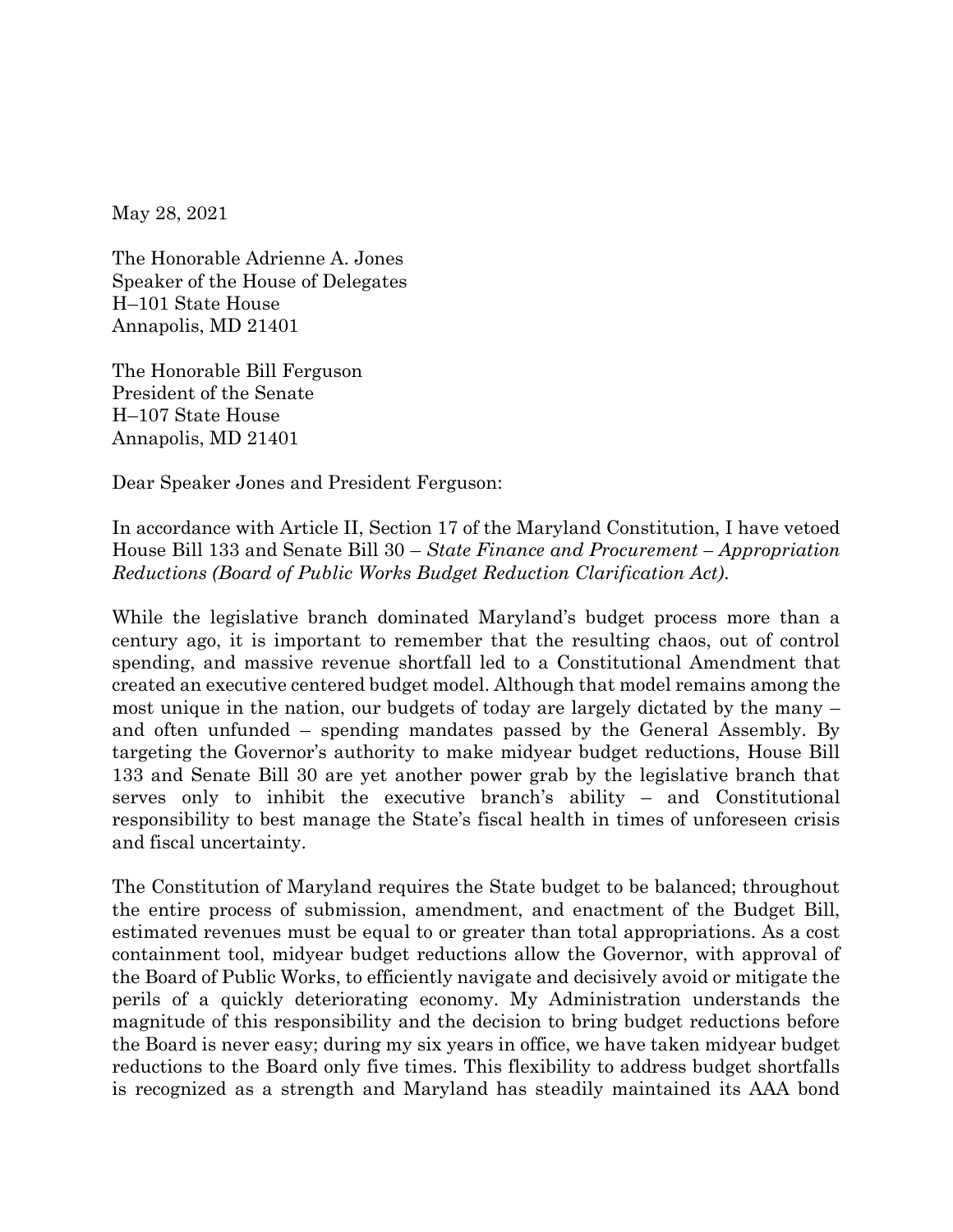May 28, 2021

The Honorable Adrienne A. Jones
Speaker of the House of Delegates
H–101 State House
Annapolis, MD 21401

The Honorable Bill Ferguson
President of the Senate
H–107 State House
Annapolis, MD 21401

Dear Speaker Jones and President Ferguson:

In accordance with Article II, Section 17 of the Maryland Constitution, I have vetoed House Bill 133 and Senate Bill 30 – *State Finance and Procurement – Appropriation Reductions (Board of Public Works Budget Reduction Clarification Act)*.

While the legislative branch dominated Maryland's budget process more than a century ago, it is important to remember that the resulting chaos, out of control spending, and massive revenue shortfall led to a Constitutional Amendment that created an executive centered budget model. Although that model remains among the most unique in the nation, our budgets of today are largely dictated by the many – and often unfunded – spending mandates passed by the General Assembly. By targeting the Governor's authority to make midyear budget reductions, House Bill 133 and Senate Bill 30 are yet another power grab by the legislative branch that serves only to inhibit the executive branch's ability – and Constitutional responsibility to best manage the State's fiscal health in times of unforeseen crisis and fiscal uncertainty.

The Constitution of Maryland requires the State budget to be balanced; throughout the entire process of submission, amendment, and enactment of the Budget Bill, estimated revenues must be equal to or greater than total appropriations. As a cost containment tool, midyear budget reductions allow the Governor, with approval of the Board of Public Works, to efficiently navigate and decisively avoid or mitigate the perils of a quickly deteriorating economy. My Administration understands the magnitude of this responsibility and the decision to bring budget reductions before the Board is never easy; during my six years in office, we have taken midyear budget reductions to the Board only five times. This flexibility to address budget shortfalls is recognized as a strength and Maryland has steadily maintained its AAA bond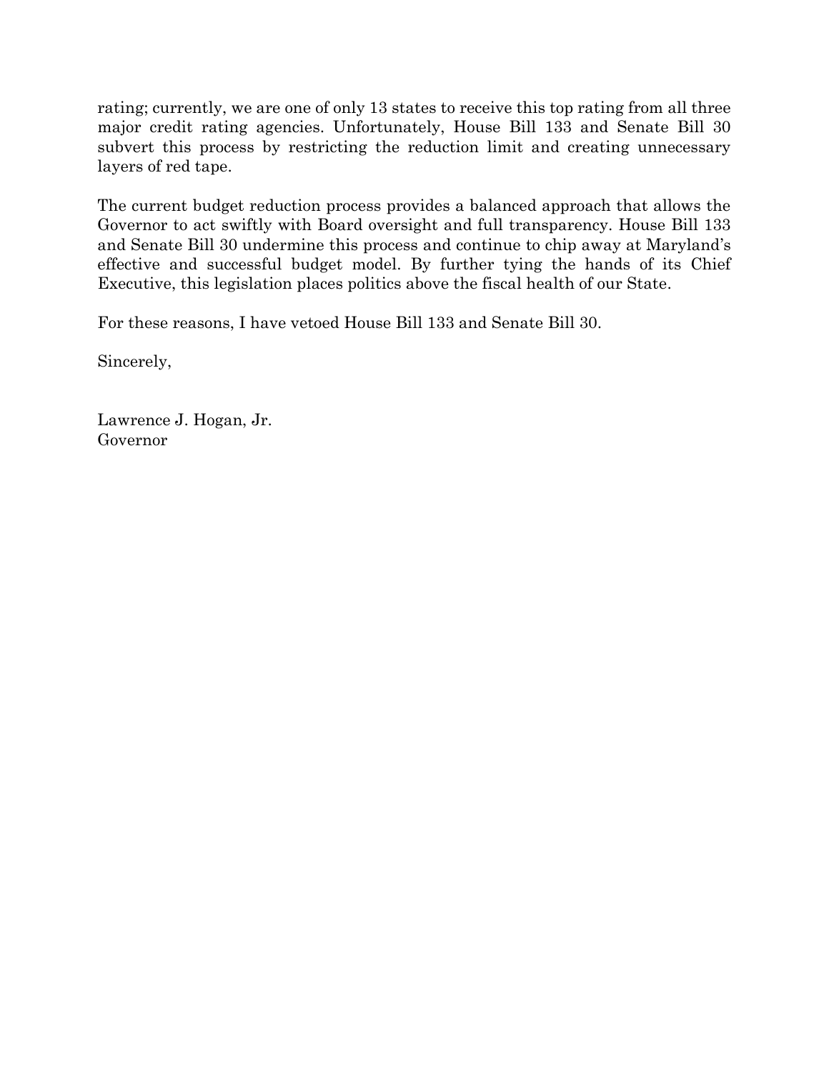rating; currently, we are one of only 13 states to receive this top rating from all three major credit rating agencies. Unfortunately, House Bill 133 and Senate Bill 30 subvert this process by restricting the reduction limit and creating unnecessary layers of red tape.

The current budget reduction process provides a balanced approach that allows the Governor to act swiftly with Board oversight and full transparency. House Bill 133 and Senate Bill 30 undermine this process and continue to chip away at Maryland's effective and successful budget model. By further tying the hands of its Chief Executive, this legislation places politics above the fiscal health of our State.

For these reasons, I have vetoed House Bill 133 and Senate Bill 30.

Sincerely,

Lawrence J. Hogan, Jr.
Governor